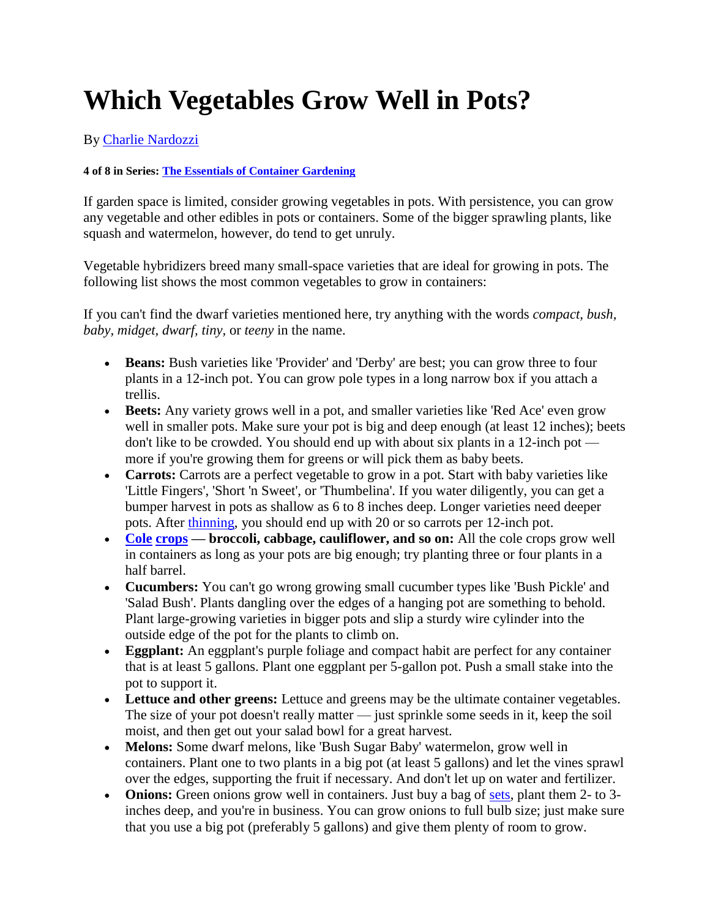# Which Vegetables Grow Well in Pots?

By [Charlie Nardozzi]

**4 of 8 in Series: [The Essentials of Container Gardening]**

If garden space is limited, consider growing vegetables in pots. With persistence, you can grow any vegetable and other edibles in pots or containers. Some of the bigger sprawling plants, like squash and watermelon, however, do tend to get unruly.

Vegetable hybridizers breed many small-space varieties that are ideal for growing in pots. The following list shows the most common vegetables to grow in containers:

If you can't find the dwarf varieties mentioned here, try anything with the words *compact*, *bush*, *baby*, *midget*, *dwarf*, *tiny*, or *teeny* in the name.

- **Beans:** Bush varieties like 'Provider' and 'Derby' are best; you can grow three to four plants in a 12-inch pot. You can grow pole types in a long narrow box if you attach a trellis.
- **Beets:** Any variety grows well in a pot, and smaller varieties like 'Red Ace' even grow well in smaller pots. Make sure your pot is big and deep enough (at least 12 inches); beets don't like to be crowded. You should end up with about six plants in a 12-inch pot — more if you're growing them for greens or will pick them as baby beets.
- **Carrots:** Carrots are a perfect vegetable to grow in a pot. Start with baby varieties like 'Little Fingers', 'Short 'n Sweet', or 'Thumbelina'. If you water diligently, you can get a bumper harvest in pots as shallow as 6 to 8 inches deep. Longer varieties need deeper pots. After [thinning], you should end up with 20 or so carrots per 12-inch pot.
- **[Cole] [crops] — broccoli, cabbage, cauliflower, and so on:** All the cole crops grow well in containers as long as your pots are big enough; try planting three or four plants in a half barrel.
- **Cucumbers:** You can't go wrong growing small cucumber types like 'Bush Pickle' and 'Salad Bush'. Plants dangling over the edges of a hanging pot are something to behold. Plant large-growing varieties in bigger pots and slip a sturdy wire cylinder into the outside edge of the pot for the plants to climb on.
- **Eggplant:** An eggplant's purple foliage and compact habit are perfect for any container that is at least 5 gallons. Plant one eggplant per 5-gallon pot. Push a small stake into the pot to support it.
- **Lettuce and other greens:** Lettuce and greens may be the ultimate container vegetables. The size of your pot doesn't really matter — just sprinkle some seeds in it, keep the soil moist, and then get out your salad bowl for a great harvest.
- **Melons:** Some dwarf melons, like 'Bush Sugar Baby' watermelon, grow well in containers. Plant one to two plants in a big pot (at least 5 gallons) and let the vines sprawl over the edges, supporting the fruit if necessary. And don't let up on water and fertilizer.
- **Onions:** Green onions grow well in containers. Just buy a bag of [sets], plant them 2- to 3-inches deep, and you're in business. You can grow onions to full bulb size; just make sure that you use a big pot (preferably 5 gallons) and give them plenty of room to grow.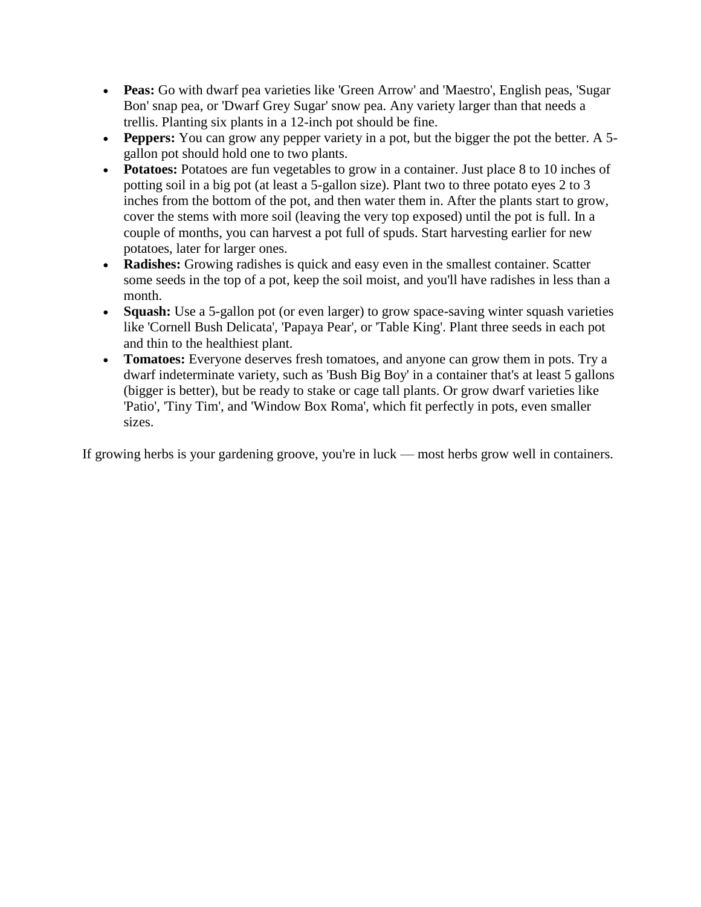- **Peas:** Go with dwarf pea varieties like 'Green Arrow' and 'Maestro', English peas, 'Sugar Bon' snap pea, or 'Dwarf Grey Sugar' snow pea. Any variety larger than that needs a trellis. Planting six plants in a 12-inch pot should be fine.
- **Peppers:** You can grow any pepper variety in a pot, but the bigger the pot the better. A 5-gallon pot should hold one to two plants.
- **Potatoes:** Potatoes are fun vegetables to grow in a container. Just place 8 to 10 inches of potting soil in a big pot (at least a 5-gallon size). Plant two to three potato eyes 2 to 3 inches from the bottom of the pot, and then water them in. After the plants start to grow, cover the stems with more soil (leaving the very top exposed) until the pot is full. In a couple of months, you can harvest a pot full of spuds. Start harvesting earlier for new potatoes, later for larger ones.
- **Radishes:** Growing radishes is quick and easy even in the smallest container. Scatter some seeds in the top of a pot, keep the soil moist, and you'll have radishes in less than a month.
- **Squash:** Use a 5-gallon pot (or even larger) to grow space-saving winter squash varieties like 'Cornell Bush Delicata', 'Papaya Pear', or 'Table King'. Plant three seeds in each pot and thin to the healthiest plant.
- **Tomatoes:** Everyone deserves fresh tomatoes, and anyone can grow them in pots. Try a dwarf indeterminate variety, such as 'Bush Big Boy' in a container that's at least 5 gallons (bigger is better), but be ready to stake or cage tall plants. Or grow dwarf varieties like 'Patio', 'Tiny Tim', and 'Window Box Roma', which fit perfectly in pots, even smaller sizes.

If growing herbs is your gardening groove, you're in luck — most herbs grow well in containers.